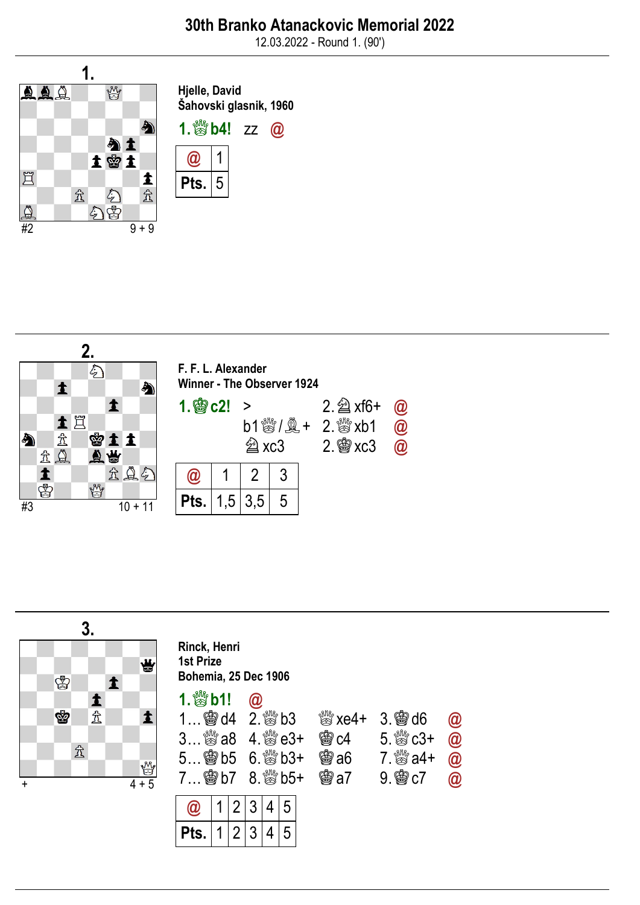# 30th Branko Atanackovic Memorial 2022

12.03.2022 - Round 1. (90')

## 1.

**Hjelle, David**
**Šahovski glasnik, 1960**

#2 — 9 + 9

**1.♕b4!** zz @

| @ | 1 |
|---|---|
| Pts. | 5 |

## 2.

**F. F. L. Alexander**
**Winner - The Observer 1924**

#3 — 10 + 11

**1.♔c2!** > 2.♘xf6+ @
b1♕/♗+ 2.♕xb1 @
♘xc3 2.♔xc3 @

| @ | 1 | 2 | 3 |
|---|---|---|---|
| Pts. | 1,5 | 3,5 | 5 |

## 3.

**Rinck, Henri**
**1st Prize**
**Bohemia, 25 Dec 1906**

\+ — 4 + 5

**1.♕b1!** @
1…♔d4 2.♕b3 ♕xe4+ 3.♔d6 @
3…♕a8 4.♕e3+ ♔c4 5.♕c3+ @
5…♔b5 6.♕b3+ ♔a6 7.♕a4+ @
7…♔b7 8.♕b5+ ♔a7 9.♔c7 @

| @ | 1 | 2 | 3 | 4 | 5 |
|---|---|---|---|---|---|
| Pts. | 1 | 2 | 3 | 4 | 5 |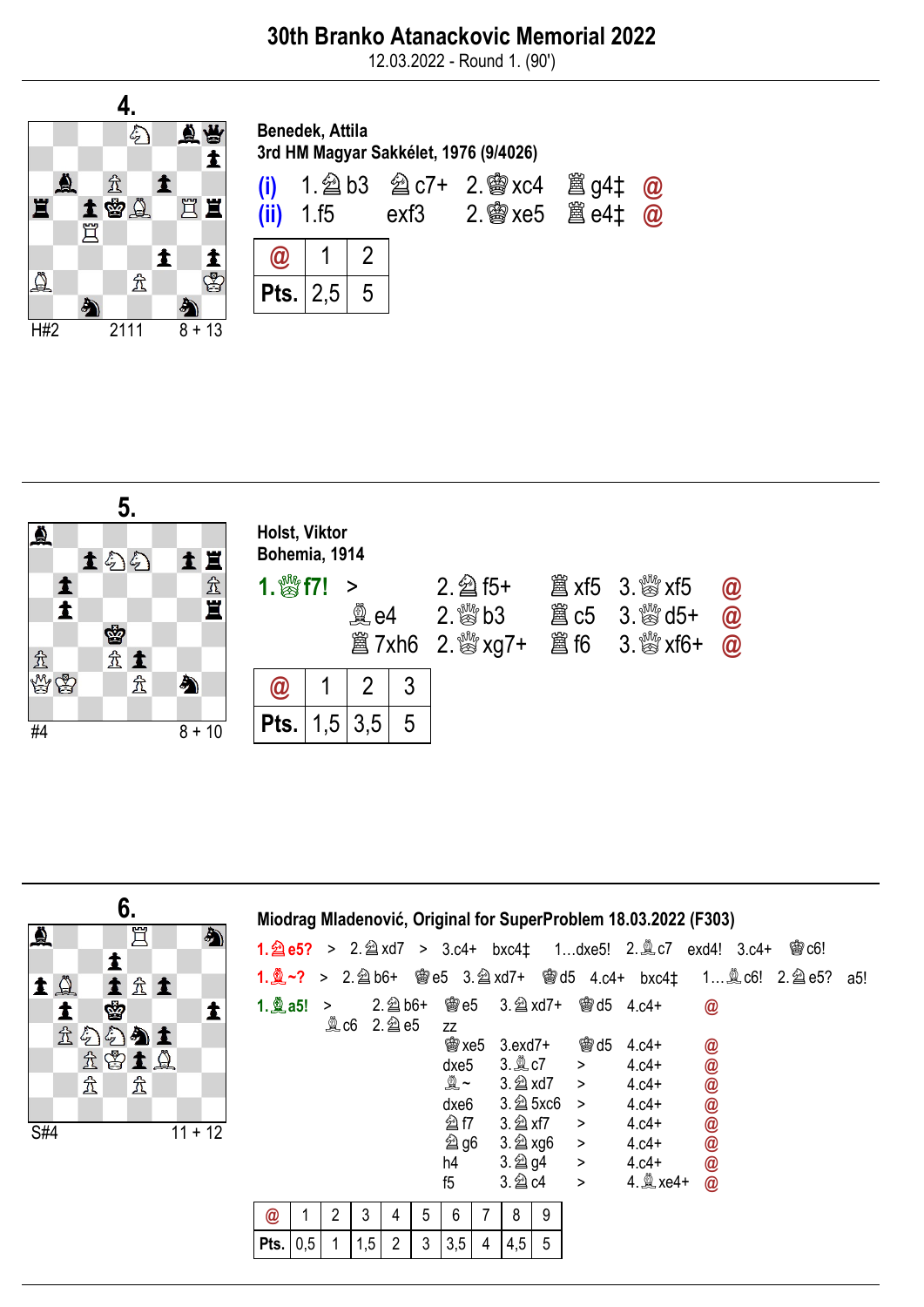# 30th Branko Atanackovic Memorial 2022

12.03.2022 - Round 1. (90')

## 4.

H#2 — 2111 — 8 + 13

**Benedek, Attila**
**3rd HM Magyar Sakkélet, 1976 (9/4026)**

(i) 1.♘b3 ♘c7+ 2.♔xc4 ♖g4‡ @
(ii) 1.f5 exf3 2.♔xe5 ♖e4‡ @

| @ | 1 | 2 |
|---|---|---|
| Pts. | 2,5 | 5 |

## 5.

#4 — 8 + 10

**Holst, Viktor**
**Bohemia, 1914**

**1.♕f7!** > 2.♘f5+ ♖xf5 3.♕xf5 @
♗e4 2.♕b3 ♖c5 3.♕d5+ @
♖7xh6 2.♕xg7+ ♖f6 3.♕xf6+ @

| @ | 1 | 2 | 3 |
|---|---|---|---|
| Pts. | 1,5 | 3,5 | 5 |

## 6.

S#4 — 11 + 12

**Miodrag Mladenović, Original for SuperProblem 18.03.2022 (F303)**

1.♘e5? > 2.♘xd7 > 3.c4+ bxc4‡ 1...dxe5! 2.♗c7 exd4! 3.c4+ ♔c6!
1.♗~? > 2.♘b6+ ♔e5 3.♘xd7+ ♔d5 4.c4+ bxc4‡ 1...♗c6! 2.♘e5? a5!
**1.♗a5!** > 2.♘b6+ ♔e5 3.♘xd7+ ♔d5 4.c4+ @
♗c6 2.♘e5 zz
♔xe5 3.exd7+ ♔d5 4.c4+ @
dxe5 3.♗c7 > 4.c4+ @
♗~ 3.♘xd7 > 4.c4+ @
dxe6 3.♘5xc6 > 4.c4+ @
♘f7 3.♘xf7 > 4.c4+ @
♘g6 3.♘xg6 > 4.c4+ @
h4 3.♘g4 > 4.c4+ @
f5 3.♘c4 > 4.♗xe4+ @

| @ | 1 | 2 | 3 | 4 | 5 | 6 | 7 | 8 | 9 |
|---|---|---|---|---|---|---|---|---|---|
| Pts. | 0,5 | 1 | 1,5 | 2 | 3 | 3,5 | 4 | 4,5 | 5 |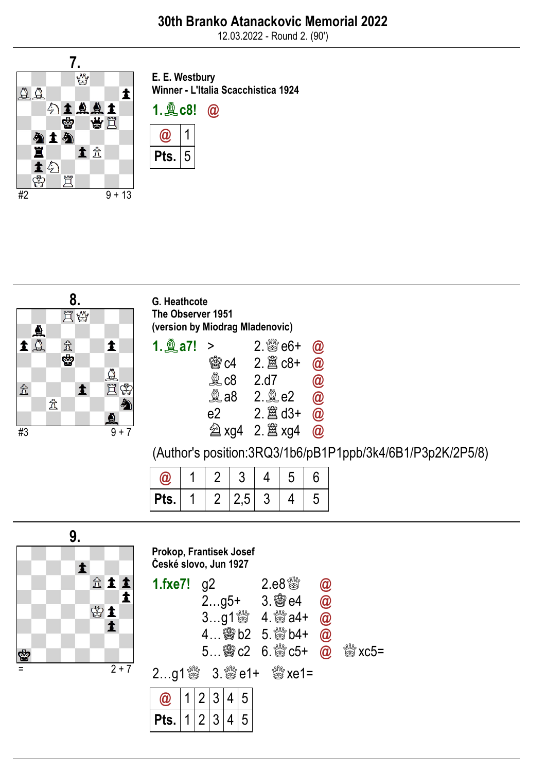# 30th Branko Atanackovic Memorial 2022

12.03.2022 - Round 2. (90')

## 7.

#2 — 9 + 13

**E. E. Westbury**
**Winner - L'Italia Scacchistica 1924**

**1.♗c8!** @

| @ | 1 |
| --- | --- |
| Pts. | 5 |

## 8.

#3 — 9 + 7

**G. Heathcote**
**The Observer 1951**
**(version by Miodrag Mladenovic)**

**1.♗a7!**

| | | |
| --- | --- | --- |
| > | 2.♕e6+ | @ |
| ♚c4 | 2.♖c8+ | @ |
| ♝c8 | 2.d7 | @ |
| ♝a8 | 2.♗e2 | @ |
| e2 | 2.♖d3+ | @ |
| ♞xg4 | 2.♖xg4 | @ |

(Author's position:3RQ3/1b6/pB1P1ppb/3k4/6B1/P3p2K/2P5/8)

| @ | 1 | 2 | 3 | 4 | 5 | 6 |
| --- | --- | --- | --- | --- | --- | --- |
| Pts. | 1 | 2 | 2,5 | 3 | 4 | 5 |

## 9.

= — 2 + 7

**Prokop, Frantisek Josef**
**České slovo, Jun 1927**

**1.fxe7!**

| | | | |
| --- | --- | --- | --- |
| g2 | 2.e8♕ | @ | |
| 2…g5+ | 3.♔e4 | @ | |
| 3…g1♕ | 4.♕a4+ | @ | |
| 4…♚b2 | 5.♕b4+ | @ | |
| 5…♚c2 | 6.♕c5+ | @ | ♕xc5= |

2…g1♕ 3.♕e1+ ♕xe1=

| @ | 1 | 2 | 3 | 4 | 5 |
| --- | --- | --- | --- | --- | --- |
| Pts. | 1 | 2 | 3 | 4 | 5 |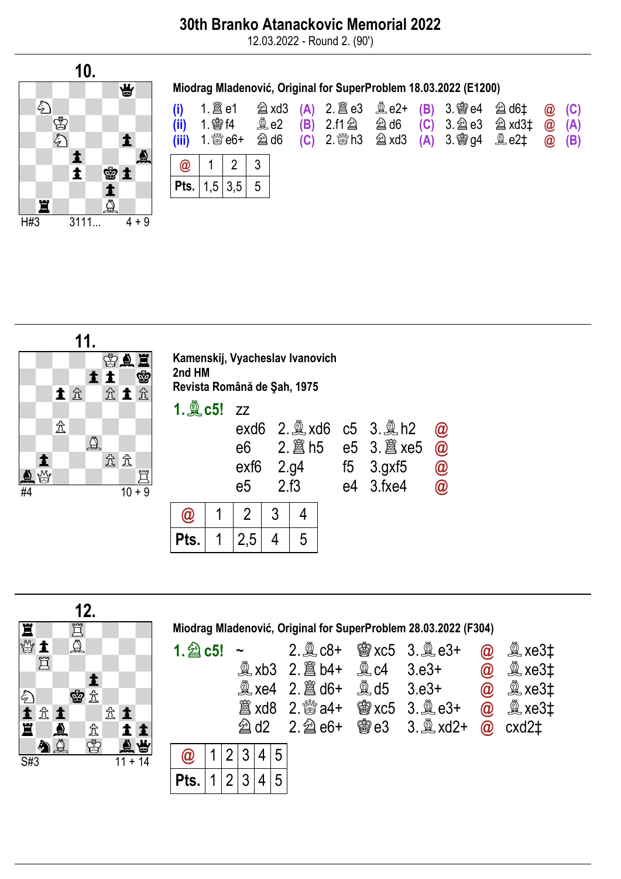# 30th Branko Atanackovic Memorial 2022

12.03.2022 - Round 2. (90')

## 10.

H#3 3111... 4 + 9

**Miodrag Mladenović, Original for SuperProblem 18.03.2022 (E1200)**

| | | | | | | | | | |
|---|---|---|---|---|---|---|---|---|---|
| (i) | 1.♖e1 | ♘xd3 | (A) | 2.♖e3 | ♗e2+ | (B) | 3.♔e4 | ♘d6‡ | @ (C) |
| (ii) | 1.♔f4 | ♗e2 | (B) | 2.f1♘ | ♘d6 | (C) | 3.♘e3 | ♘xd3‡ | @ (A) |
| (iii) | 1.♕e6+ | ♘d6 | (C) | 2.♕h3 | ♘xd3 | (A) | 3.♔g4 | ♗e2‡ | @ (B) |

| @ | 1 | 2 | 3 |
|---|---|---|---|
| Pts. | 1,5 | 3,5 | 5 |

## 11.

#4 10 + 9

**Kamenskij, Vyacheslav Ivanovich**
**2nd HM**
**Revista Română de Şah, 1975**

**1.♗c5!** zz

| | | | | |
|---|---|---|---|---|
| exd6 | 2.♗xd6 | c5 | 3.♗h2 | @ |
| e6 | 2.♖h5 | e5 | 3.♖xe5 | @ |
| exf6 | 2.g4 | f5 | 3.gxf5 | @ |
| e5 | 2.f3 | e4 | 3.fxe4 | @ |

| @ | 1 | 2 | 3 | 4 |
|---|---|---|---|---|
| Pts. | 1 | 2,5 | 4 | 5 |

## 12.

S#3 11 + 14

**Miodrag Mladenović, Original for SuperProblem 28.03.2022 (F304)**

**1.♘c5!**

| | | | | | |
|---|---|---|---|---|---|
| ~ | 2.♗c8+ | ♔xc5 | 3.♗e3+ | @ | ♗xe3‡ |
| ♗xb3 | 2.♖b4+ | ♗c4 | 3.e3+ | @ | ♗xe3‡ |
| ♗xe4 | 2.♖d6+ | ♗d5 | 3.e3+ | @ | ♗xe3‡ |
| ♖xd8 | 2.♕a4+ | ♔xc5 | 3.♗e3+ | @ | ♗xe3‡ |
| ♘d2 | 2.♘e6+ | ♔e3 | 3.♗xd2+ | @ | cxd2‡ |

| @ | 1 | 2 | 3 | 4 | 5 |
|---|---|---|---|---|---|
| Pts. | 1 | 2 | 3 | 4 | 5 |